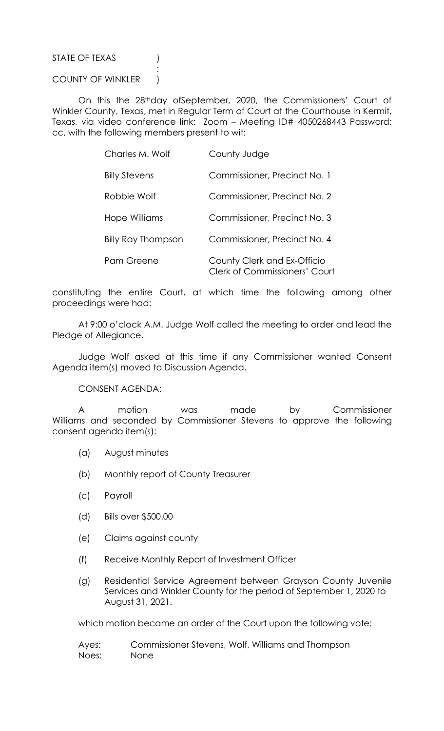STATE OF TEXAS )
:
COUNTY OF WINKLER )

On this the 28th day ofSeptember, 2020, the Commissioners' Court of Winkler County, Texas, met in Regular Term of Court at the Courthouse in Kermit, Texas, via video conference link: Zoom – Meeting ID# 4050268443 Password: cc, with the following members present to wit:

| | |
|---|---|
| Charles M. Wolf | County Judge |
| Billy Stevens | Commissioner, Precinct No. 1 |
| Robbie Wolf | Commissioner, Precinct No. 2 |
| Hope Williams | Commissioner, Precinct No. 3 |
| Billy Ray Thompson | Commissioner, Precinct No. 4 |
| Pam Greene | County Clerk and Ex-Officio Clerk of Commissioners' Court |

constituting the entire Court, at which time the following among other proceedings were had:

At 9:00 o'clock A.M. Judge Wolf called the meeting to order and lead the Pledge of Allegiance.

Judge Wolf asked at this time if any Commissioner wanted Consent Agenda item(s) moved to Discussion Agenda.

CONSENT AGENDA:

A motion was made by Commissioner Williams and seconded by Commissioner Stevens to approve the following consent agenda item(s):

(a) August minutes

(b) Monthly report of County Treasurer

(c) Payroll

(d) Bills over $500.00

(e) Claims against county

(f) Receive Monthly Report of Investment Officer

(g) Residential Service Agreement between Grayson County Juvenile Services and Winkler County for the period of September 1, 2020 to August 31, 2021.

which motion became an order of the Court upon the following vote:

Ayes: Commissioner Stevens, Wolf, Williams and Thompson
Noes: None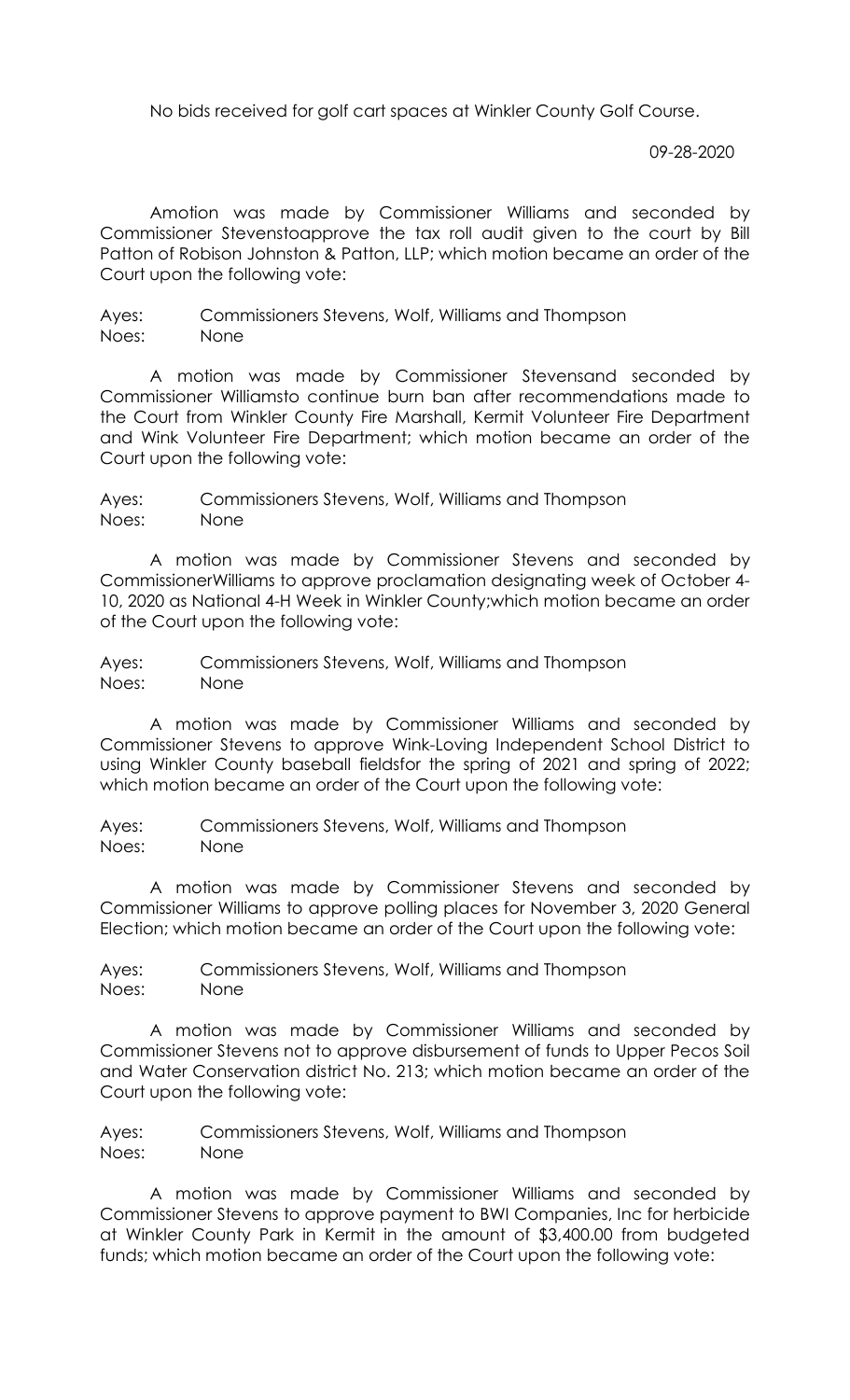No bids received for golf cart spaces at Winkler County Golf Course.

09-28-2020

Amotion was made by Commissioner Williams and seconded by Commissioner Stevenstoapprove the tax roll audit given to the court by Bill Patton of Robison Johnston & Patton, LLP; which motion became an order of the Court upon the following vote:

Ayes: Commissioners Stevens, Wolf, Williams and Thompson
Noes: None

A motion was made by Commissioner Stevensand seconded by Commissioner Williamsto continue burn ban after recommendations made to the Court from Winkler County Fire Marshall, Kermit Volunteer Fire Department and Wink Volunteer Fire Department; which motion became an order of the Court upon the following vote:

Ayes: Commissioners Stevens, Wolf, Williams and Thompson
Noes: None

A motion was made by Commissioner Stevens and seconded by CommissionerWilliams to approve proclamation designating week of October 4-10, 2020 as National 4-H Week in Winkler County;which motion became an order of the Court upon the following vote:

Ayes: Commissioners Stevens, Wolf, Williams and Thompson
Noes: None

A motion was made by Commissioner Williams and seconded by Commissioner Stevens to approve Wink-Loving Independent School District to using Winkler County baseball fieldsfor the spring of 2021 and spring of 2022; which motion became an order of the Court upon the following vote:

Ayes: Commissioners Stevens, Wolf, Williams and Thompson
Noes: None

A motion was made by Commissioner Stevens and seconded by Commissioner Williams to approve polling places for November 3, 2020 General Election; which motion became an order of the Court upon the following vote:

Ayes: Commissioners Stevens, Wolf, Williams and Thompson
Noes: None

A motion was made by Commissioner Williams and seconded by Commissioner Stevens not to approve disbursement of funds to Upper Pecos Soil and Water Conservation district No. 213; which motion became an order of the Court upon the following vote:

Ayes: Commissioners Stevens, Wolf, Williams and Thompson
Noes: None

A motion was made by Commissioner Williams and seconded by Commissioner Stevens to approve payment to BWI Companies, Inc for herbicide at Winkler County Park in Kermit in the amount of $3,400.00 from budgeted funds; which motion became an order of the Court upon the following vote: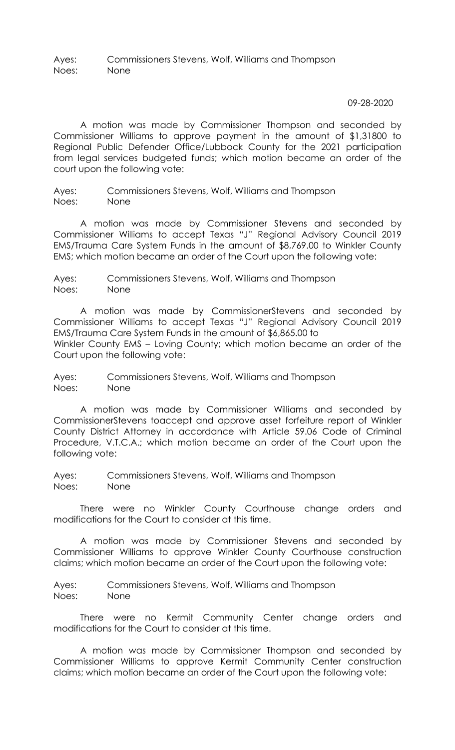Ayes: Commissioners Stevens, Wolf, Williams and Thompson
Noes: None

09-28-2020

A motion was made by Commissioner Thompson and seconded by Commissioner Williams to approve payment in the amount of $1,31800 to Regional Public Defender Office/Lubbock County for the 2021 participation from legal services budgeted funds; which motion became an order of the court upon the following vote:

Ayes: Commissioners Stevens, Wolf, Williams and Thompson
Noes: None

A motion was made by Commissioner Stevens and seconded by Commissioner Williams to accept Texas "J" Regional Advisory Council 2019 EMS/Trauma Care System Funds in the amount of $8,769.00 to Winkler County EMS; which motion became an order of the Court upon the following vote:

Ayes: Commissioners Stevens, Wolf, Williams and Thompson
Noes: None

A motion was made by CommissionerStevens and seconded by Commissioner Williams to accept Texas "J" Regional Advisory Council 2019 EMS/Trauma Care System Funds in the amount of $6,865.00 to Winkler County EMS – Loving County; which motion became an order of the Court upon the following vote:

Ayes: Commissioners Stevens, Wolf, Williams and Thompson
Noes: None

A motion was made by Commissioner Williams and seconded by CommissionerStevens toaccept and approve asset forfeiture report of Winkler County District Attorney in accordance with Article 59.06 Code of Criminal Procedure, V.T.C.A.; which motion became an order of the Court upon the following vote:

Ayes: Commissioners Stevens, Wolf, Williams and Thompson
Noes: None

There were no Winkler County Courthouse change orders and modifications for the Court to consider at this time.

A motion was made by Commissioner Stevens and seconded by Commissioner Williams to approve Winkler County Courthouse construction claims; which motion became an order of the Court upon the following vote:

Ayes: Commissioners Stevens, Wolf, Williams and Thompson
Noes: None

There were no Kermit Community Center change orders and modifications for the Court to consider at this time.

A motion was made by Commissioner Thompson and seconded by Commissioner Williams to approve Kermit Community Center construction claims; which motion became an order of the Court upon the following vote: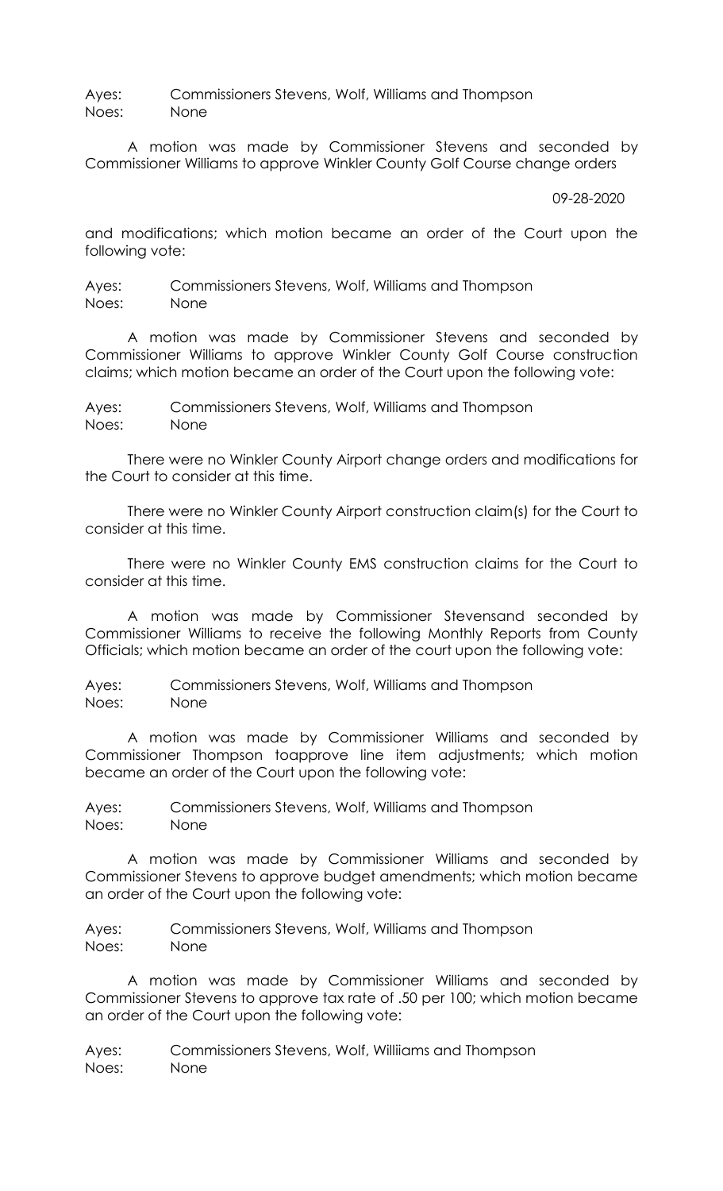Ayes: Commissioners Stevens, Wolf, Williams and Thompson
Noes: None

A motion was made by Commissioner Stevens and seconded by Commissioner Williams to approve Winkler County Golf Course change orders

09-28-2020

and modifications; which motion became an order of the Court upon the following vote:

Ayes: Commissioners Stevens, Wolf, Williams and Thompson
Noes: None

A motion was made by Commissioner Stevens and seconded by Commissioner Williams to approve Winkler County Golf Course construction claims; which motion became an order of the Court upon the following vote:

Ayes: Commissioners Stevens, Wolf, Williams and Thompson
Noes: None

There were no Winkler County Airport change orders and modifications for the Court to consider at this time.

There were no Winkler County Airport construction claim(s) for the Court to consider at this time.

There were no Winkler County EMS construction claims for the Court to consider at this time.

A motion was made by Commissioner Stevensand seconded by Commissioner Williams to receive the following Monthly Reports from County Officials; which motion became an order of the court upon the following vote:

Ayes: Commissioners Stevens, Wolf, Williams and Thompson
Noes: None

A motion was made by Commissioner Williams and seconded by Commissioner Thompson toapprove line item adjustments; which motion became an order of the Court upon the following vote:

Ayes: Commissioners Stevens, Wolf, Williams and Thompson
Noes: None

A motion was made by Commissioner Williams and seconded by Commissioner Stevens to approve budget amendments; which motion became an order of the Court upon the following vote:

Ayes: Commissioners Stevens, Wolf, Williams and Thompson
Noes: None

A motion was made by Commissioner Williams and seconded by Commissioner Stevens to approve tax rate of .50 per 100; which motion became an order of the Court upon the following vote:

Ayes: Commissioners Stevens, Wolf, Williiams and Thompson
Noes: None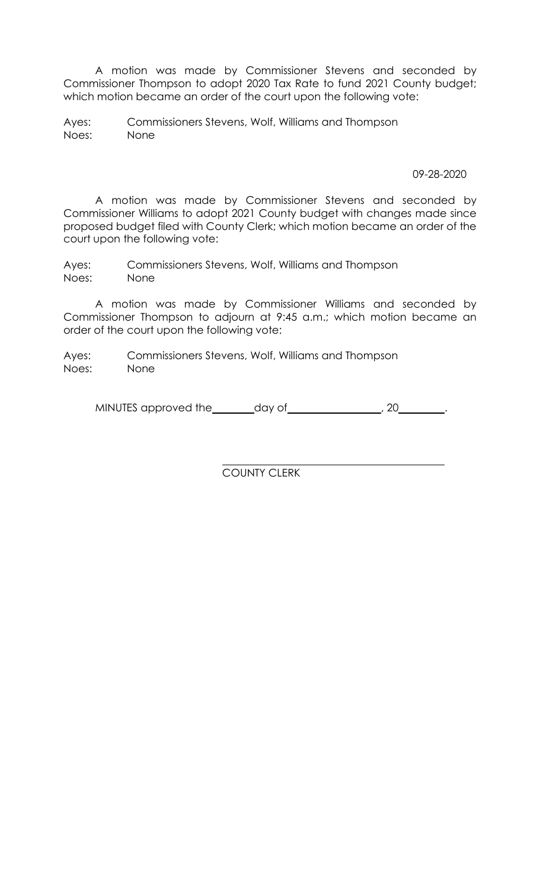A motion was made by Commissioner Stevens and seconded by Commissioner Thompson to adopt 2020 Tax Rate to fund 2021 County budget; which motion became an order of the court upon the following vote:

Ayes: Commissioners Stevens, Wolf, Williams and Thompson
Noes: None

09-28-2020

A motion was made by Commissioner Stevens and seconded by Commissioner Williams to adopt 2021 County budget with changes made since proposed budget filed with County Clerk; which motion became an order of the court upon the following vote:

Ayes: Commissioners Stevens, Wolf, Williams and Thompson
Noes: None

A motion was made by Commissioner Williams and seconded by Commissioner Thompson to adjourn at 9:45 a.m.; which motion became an order of the court upon the following vote:

Ayes: Commissioners Stevens, Wolf, Williams and Thompson
Noes: None

MINUTES approved the ________ day of __________________, 20_________.

_________________________________________
COUNTY CLERK